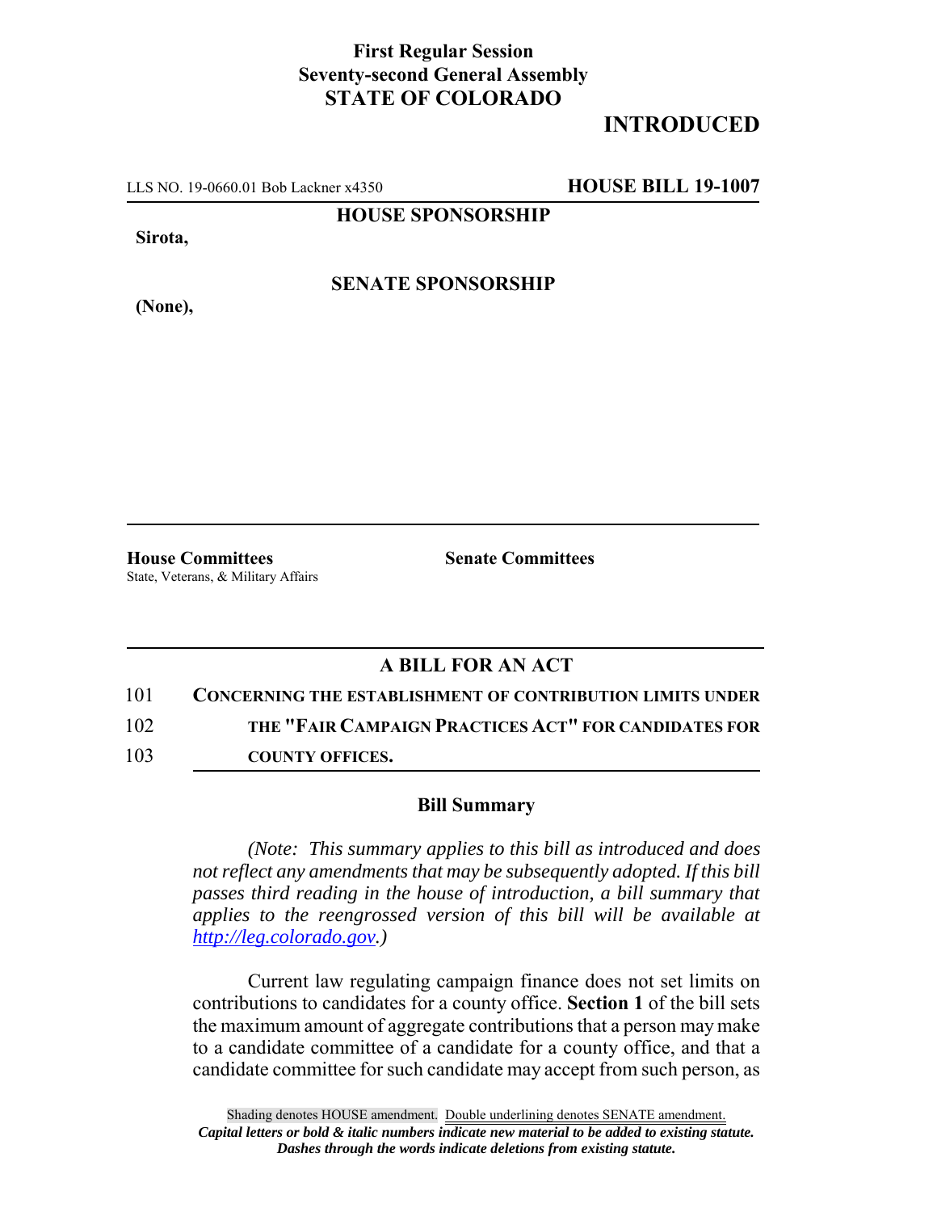**First Regular Session**
**Seventy-second General Assembly**
**STATE OF COLORADO**

**INTRODUCED**

LLS NO. 19-0660.01 Bob Lackner x4350 **HOUSE BILL 19-1007**

**HOUSE SPONSORSHIP**

**Sirota,**

**SENATE SPONSORSHIP**

**(None),**

**House Committees**
State, Veterans, & Military Affairs

**Senate Committees**

## A BILL FOR AN ACT

101 **CONCERNING THE ESTABLISHMENT OF CONTRIBUTION LIMITS UNDER**
102 **THE "FAIR CAMPAIGN PRACTICES ACT" FOR CANDIDATES FOR**
103 **COUNTY OFFICES.**

### Bill Summary

*(Note: This summary applies to this bill as introduced and does not reflect any amendments that may be subsequently adopted. If this bill passes third reading in the house of introduction, a bill summary that applies to the reengrossed version of this bill will be available at http://leg.colorado.gov.)*

Current law regulating campaign finance does not set limits on contributions to candidates for a county office. **Section 1** of the bill sets the maximum amount of aggregate contributions that a person may make to a candidate committee of a candidate for a county office, and that a candidate committee for such candidate may accept from such person, as

Shading denotes HOUSE amendment. Double underlining denotes SENATE amendment.
*Capital letters or bold & italic numbers indicate new material to be added to existing statute.*
*Dashes through the words indicate deletions from existing statute.*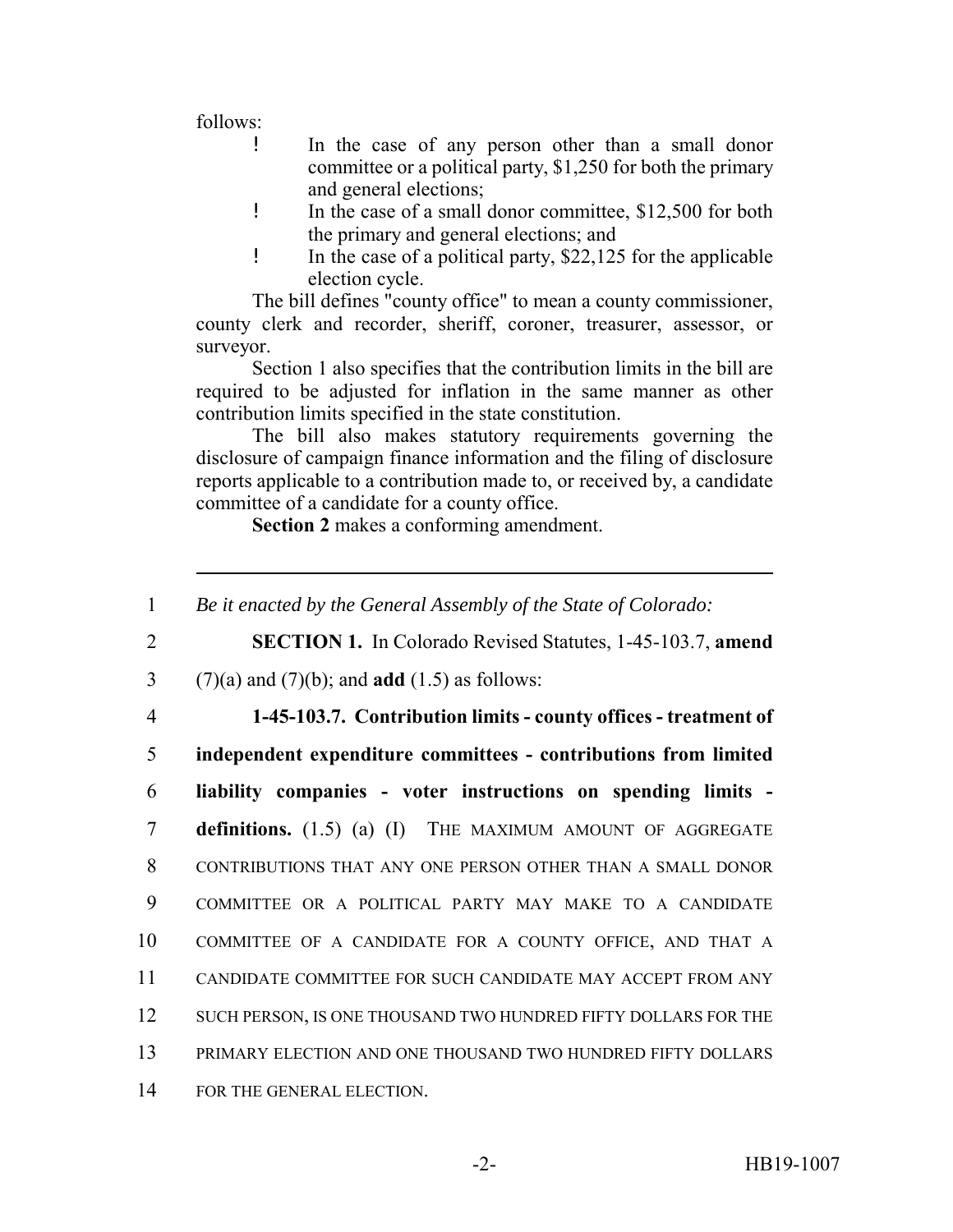follows:

- In the case of any person other than a small donor committee or a political party, $1,250 for both the primary and general elections;
- In the case of a small donor committee, $12,500 for both the primary and general elections; and
- In the case of a political party, $22,125 for the applicable election cycle.

The bill defines "county office" to mean a county commissioner, county clerk and recorder, sheriff, coroner, treasurer, assessor, or surveyor.

Section 1 also specifies that the contribution limits in the bill are required to be adjusted for inflation in the same manner as other contribution limits specified in the state constitution.

The bill also makes statutory requirements governing the disclosure of campaign finance information and the filing of disclosure reports applicable to a contribution made to, or received by, a candidate committee of a candidate for a county office.

**Section 2** makes a conforming amendment.

---

1 *Be it enacted by the General Assembly of the State of Colorado:*

2 **SECTION 1.** In Colorado Revised Statutes, 1-45-103.7, **amend**

3 (7)(a) and (7)(b); and **add** (1.5) as follows:

4 **1-45-103.7. Contribution limits - county offices - treatment of**

5 **independent expenditure committees - contributions from limited**

6 **liability companies - voter instructions on spending limits -**

7 **definitions.** (1.5) (a) (I) THE MAXIMUM AMOUNT OF AGGREGATE

8 CONTRIBUTIONS THAT ANY ONE PERSON OTHER THAN A SMALL DONOR

9 COMMITTEE OR A POLITICAL PARTY MAY MAKE TO A CANDIDATE

10 COMMITTEE OF A CANDIDATE FOR A COUNTY OFFICE, AND THAT A

11 CANDIDATE COMMITTEE FOR SUCH CANDIDATE MAY ACCEPT FROM ANY

12 SUCH PERSON, IS ONE THOUSAND TWO HUNDRED FIFTY DOLLARS FOR THE

13 PRIMARY ELECTION AND ONE THOUSAND TWO HUNDRED FIFTY DOLLARS

14 FOR THE GENERAL ELECTION.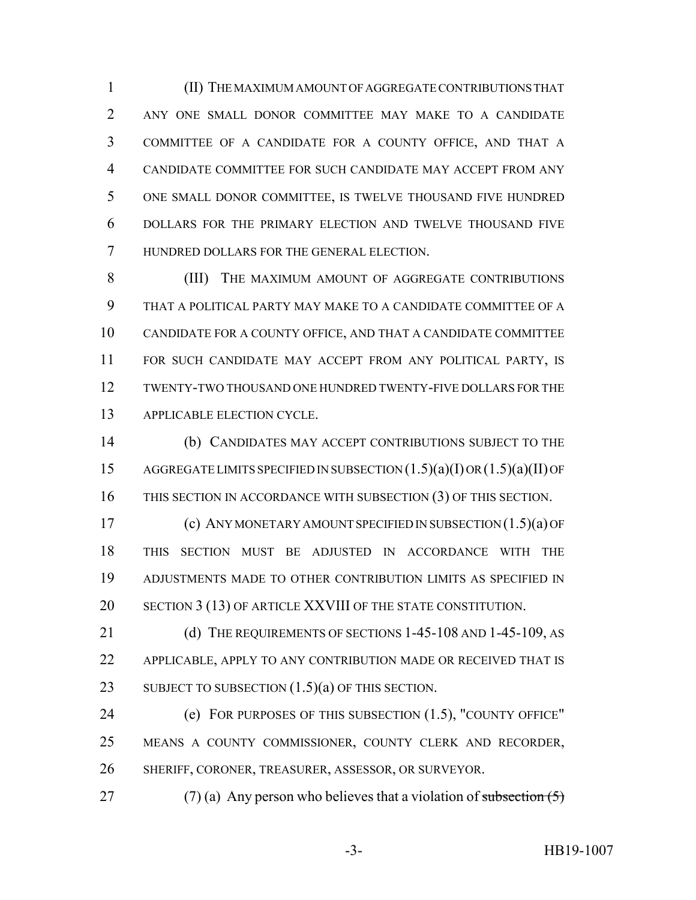(II) THE MAXIMUM AMOUNT OF AGGREGATE CONTRIBUTIONS THAT ANY ONE SMALL DONOR COMMITTEE MAY MAKE TO A CANDIDATE COMMITTEE OF A CANDIDATE FOR A COUNTY OFFICE, AND THAT A CANDIDATE COMMITTEE FOR SUCH CANDIDATE MAY ACCEPT FROM ANY ONE SMALL DONOR COMMITTEE, IS TWELVE THOUSAND FIVE HUNDRED DOLLARS FOR THE PRIMARY ELECTION AND TWELVE THOUSAND FIVE HUNDRED DOLLARS FOR THE GENERAL ELECTION.

(III) THE MAXIMUM AMOUNT OF AGGREGATE CONTRIBUTIONS THAT A POLITICAL PARTY MAY MAKE TO A CANDIDATE COMMITTEE OF A CANDIDATE FOR A COUNTY OFFICE, AND THAT A CANDIDATE COMMITTEE FOR SUCH CANDIDATE MAY ACCEPT FROM ANY POLITICAL PARTY, IS TWENTY-TWO THOUSAND ONE HUNDRED TWENTY-FIVE DOLLARS FOR THE APPLICABLE ELECTION CYCLE.

(b) CANDIDATES MAY ACCEPT CONTRIBUTIONS SUBJECT TO THE AGGREGATE LIMITS SPECIFIED IN SUBSECTION (1.5)(a)(I) OR (1.5)(a)(II) OF THIS SECTION IN ACCORDANCE WITH SUBSECTION (3) OF THIS SECTION.

(c) ANY MONETARY AMOUNT SPECIFIED IN SUBSECTION (1.5)(a) OF THIS SECTION MUST BE ADJUSTED IN ACCORDANCE WITH THE ADJUSTMENTS MADE TO OTHER CONTRIBUTION LIMITS AS SPECIFIED IN SECTION 3 (13) OF ARTICLE XXVIII OF THE STATE CONSTITUTION.

(d) THE REQUIREMENTS OF SECTIONS 1-45-108 AND 1-45-109, AS APPLICABLE, APPLY TO ANY CONTRIBUTION MADE OR RECEIVED THAT IS SUBJECT TO SUBSECTION (1.5)(a) OF THIS SECTION.

(e) FOR PURPOSES OF THIS SUBSECTION (1.5), "COUNTY OFFICE" MEANS A COUNTY COMMISSIONER, COUNTY CLERK AND RECORDER, SHERIFF, CORONER, TREASURER, ASSESSOR, OR SURVEYOR.

(7) (a) Any person who believes that a violation of ~~subsection (5)~~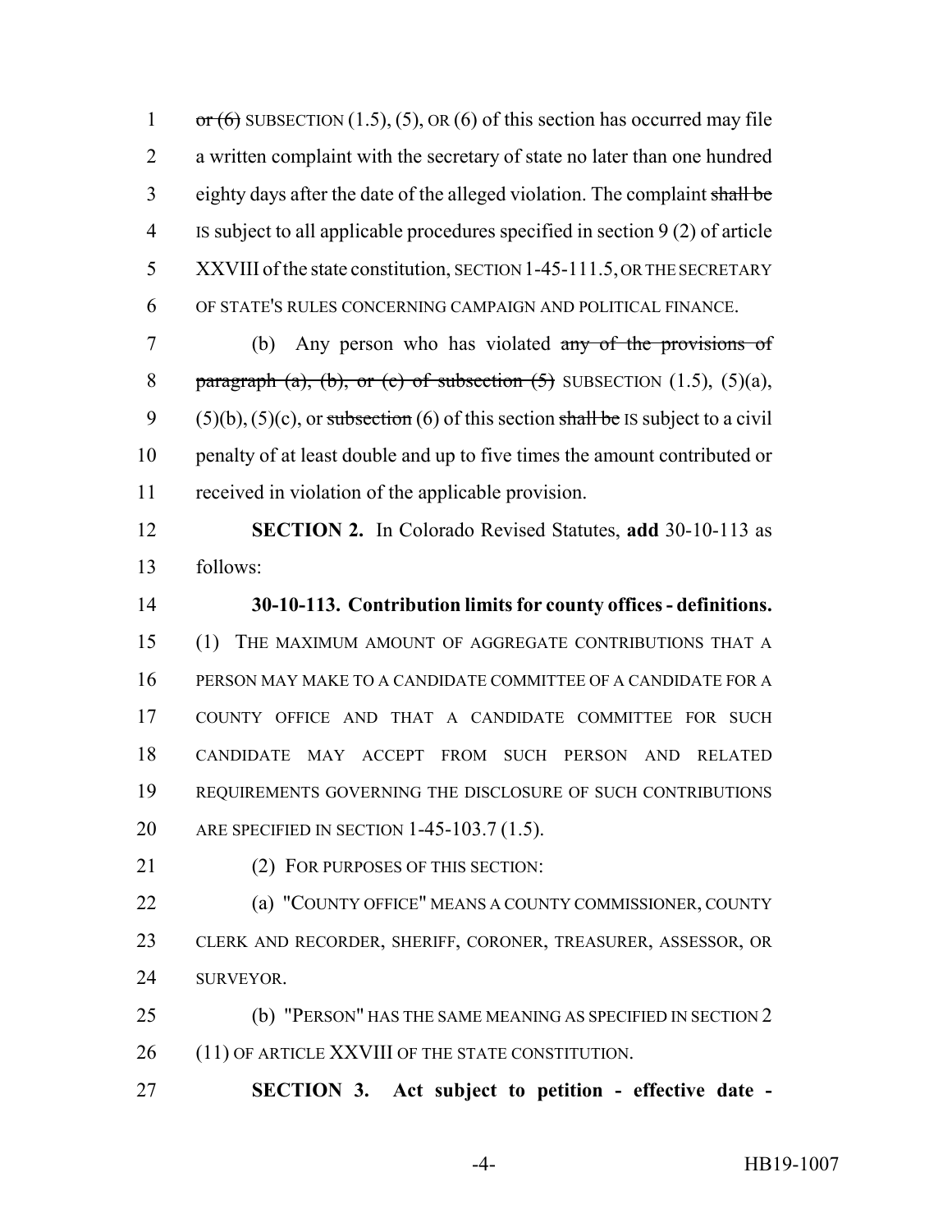or (6) SUBSECTION (1.5), (5), OR (6) of this section has occurred may file a written complaint with the secretary of state no later than one hundred eighty days after the date of the alleged violation. The complaint shall be IS subject to all applicable procedures specified in section 9 (2) of article XXVIII of the state constitution, SECTION 1-45-111.5, OR THE SECRETARY OF STATE'S RULES CONCERNING CAMPAIGN AND POLITICAL FINANCE.

(b) Any person who has violated any of the provisions of paragraph (a), (b), or (c) of subsection (5) SUBSECTION (1.5), (5)(a), (5)(b), (5)(c), or subsection (6) of this section shall be IS subject to a civil penalty of at least double and up to five times the amount contributed or received in violation of the applicable provision.

**SECTION 2.** In Colorado Revised Statutes, **add** 30-10-113 as follows:

**30-10-113. Contribution limits for county offices - definitions.** (1) THE MAXIMUM AMOUNT OF AGGREGATE CONTRIBUTIONS THAT A PERSON MAY MAKE TO A CANDIDATE COMMITTEE OF A CANDIDATE FOR A COUNTY OFFICE AND THAT A CANDIDATE COMMITTEE FOR SUCH CANDIDATE MAY ACCEPT FROM SUCH PERSON AND RELATED REQUIREMENTS GOVERNING THE DISCLOSURE OF SUCH CONTRIBUTIONS ARE SPECIFIED IN SECTION 1-45-103.7 (1.5).

(2) FOR PURPOSES OF THIS SECTION:

(a) "COUNTY OFFICE" MEANS A COUNTY COMMISSIONER, COUNTY CLERK AND RECORDER, SHERIFF, CORONER, TREASURER, ASSESSOR, OR SURVEYOR.

(b) "PERSON" HAS THE SAME MEANING AS SPECIFIED IN SECTION 2 (11) OF ARTICLE XXVIII OF THE STATE CONSTITUTION.

**SECTION 3. Act subject to petition - effective date -**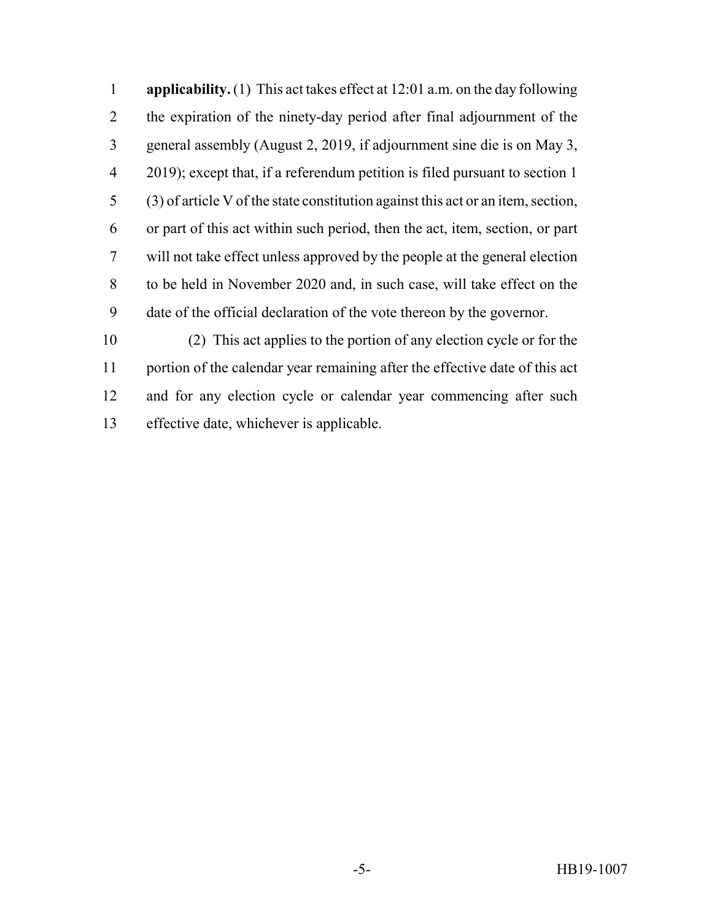**applicability.** (1) This act takes effect at 12:01 a.m. on the day following the expiration of the ninety-day period after final adjournment of the general assembly (August 2, 2019, if adjournment sine die is on May 3, 2019); except that, if a referendum petition is filed pursuant to section 1 (3) of article V of the state constitution against this act or an item, section, or part of this act within such period, then the act, item, section, or part will not take effect unless approved by the people at the general election to be held in November 2020 and, in such case, will take effect on the date of the official declaration of the vote thereon by the governor.

(2) This act applies to the portion of any election cycle or for the portion of the calendar year remaining after the effective date of this act and for any election cycle or calendar year commencing after such effective date, whichever is applicable.